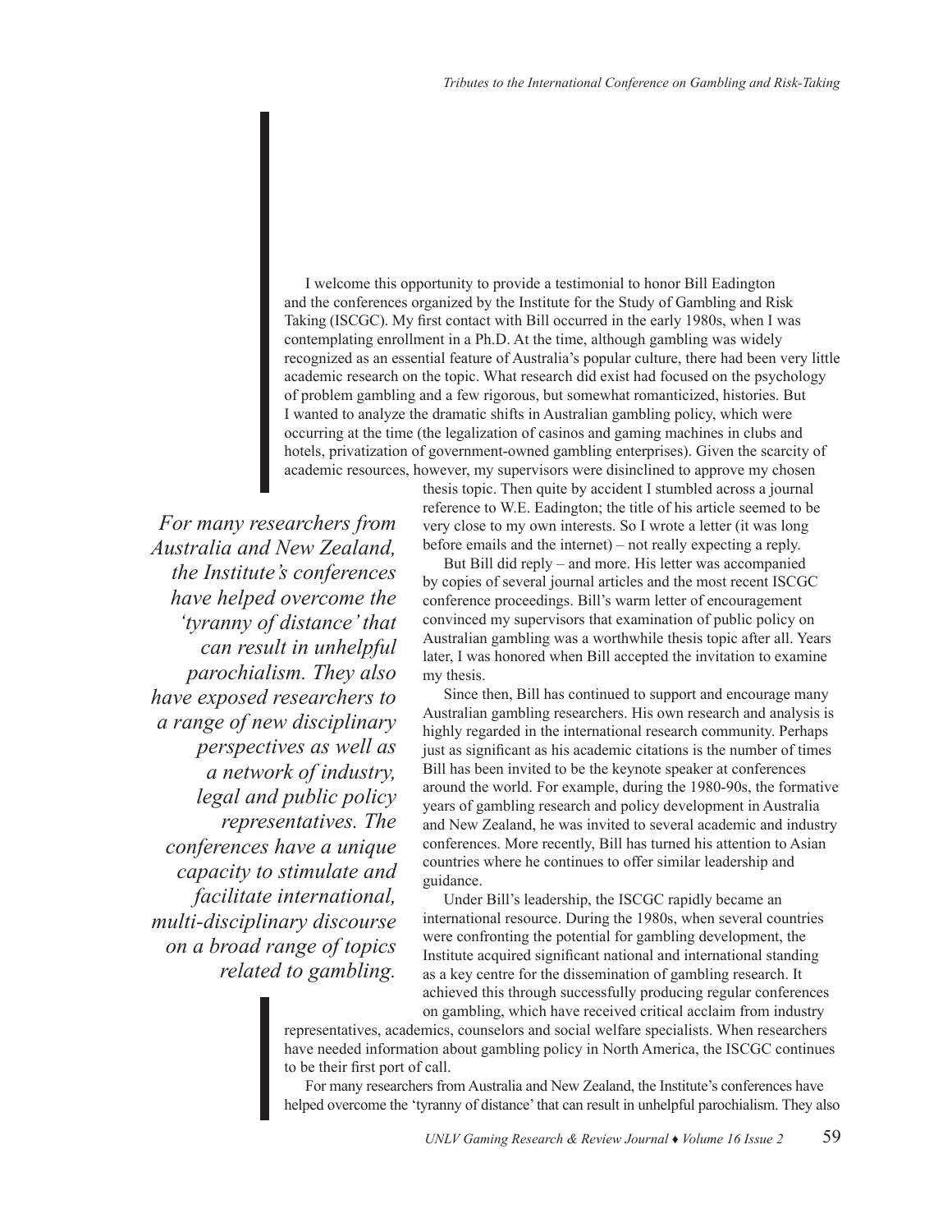I welcome this opportunity to provide a testimonial to honor Bill Eadington and the conferences organized by the Institute for the Study of Gambling and Risk Taking (ISCGC). My first contact with Bill occurred in the early 1980s, when I was contemplating enrollment in a Ph.D. At the time, although gambling was widely recognized as an essential feature of Australia's popular culture, there had been very little academic research on the topic. What research did exist had focused on the psychology of problem gambling and a few rigorous, but somewhat romanticized, histories. But I wanted to analyze the dramatic shifts in Australian gambling policy, which were occurring at the time (the legalization of casinos and gaming machines in clubs and hotels, privatization of government-owned gambling enterprises). Given the scarcity of academic resources, however, my supervisors were disinclined to approve my chosen thesis topic. Then quite by accident I stumbled across a journal reference to W.E. Eadington; the title of his article seemed to be very close to my own interests. So I wrote a letter (it was long before emails and the internet) – not really expecting a reply.

But Bill did reply – and more. His letter was accompanied by copies of several journal articles and the most recent ISCGC conference proceedings. Bill's warm letter of encouragement convinced my supervisors that examination of public policy on Australian gambling was a worthwhile thesis topic after all. Years later, I was honored when Bill accepted the invitation to examine my thesis.

Since then, Bill has continued to support and encourage many Australian gambling researchers. His own research and analysis is highly regarded in the international research community. Perhaps just as significant as his academic citations is the number of times Bill has been invited to be the keynote speaker at conferences around the world. For example, during the 1980-90s, the formative years of gambling research and policy development in Australia and New Zealand, he was invited to several academic and industry conferences. More recently, Bill has turned his attention to Asian countries where he continues to offer similar leadership and guidance.

Under Bill's leadership, the ISCGC rapidly became an international resource. During the 1980s, when several countries were confronting the potential for gambling development, the Institute acquired significant national and international standing as a key centre for the dissemination of gambling research. It achieved this through successfully producing regular conferences on gambling, which have received critical acclaim from industry representatives, academics, counselors and social welfare specialists. When researchers have needed information about gambling policy in North America, the ISCGC continues to be their first port of call.

*For many researchers from Australia and New Zealand, the Institute's conferences have helped overcome the 'tyranny of distance' that can result in unhelpful parochialism. They also have exposed researchers to a range of new disciplinary perspectives as well as a network of industry, legal and public policy representatives. The conferences have a unique capacity to stimulate and facilitate international, multi-disciplinary discourse on a broad range of topics related to gambling.*

For many researchers from Australia and New Zealand, the Institute's conferences have helped overcome the 'tyranny of distance' that can result in unhelpful parochialism. They also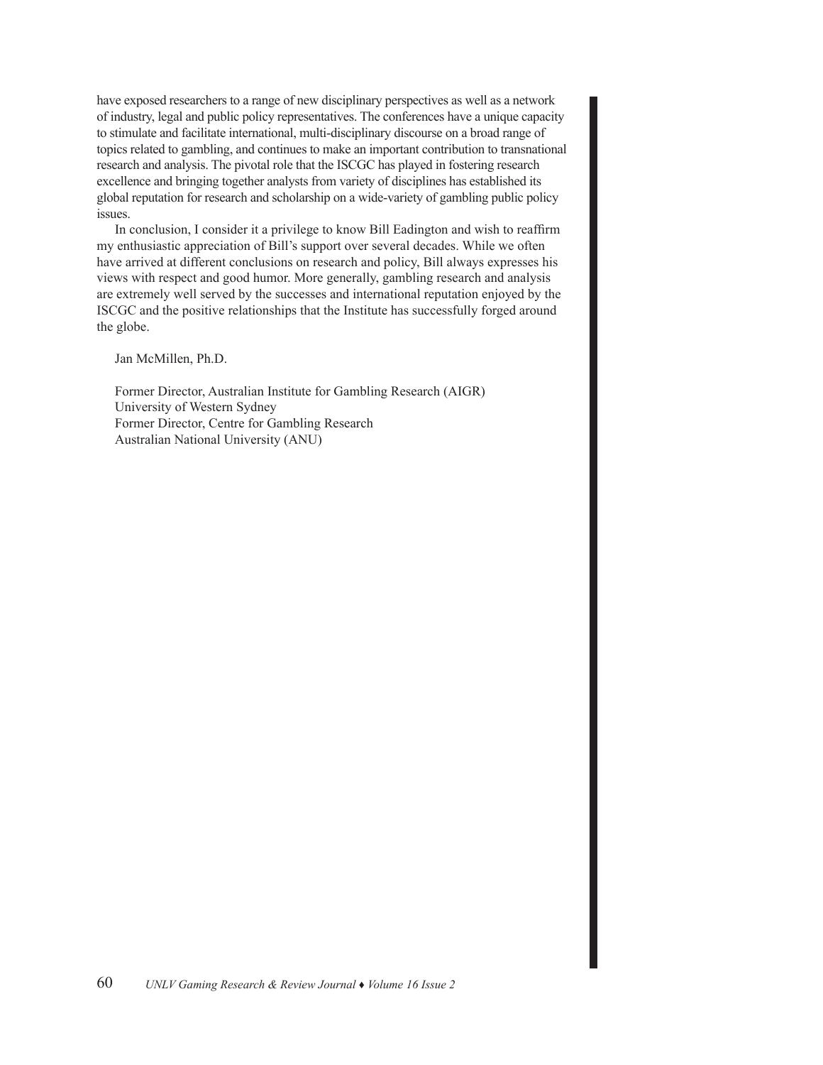have exposed researchers to a range of new disciplinary perspectives as well as a network of industry, legal and public policy representatives. The conferences have a unique capacity to stimulate and facilitate international, multi-disciplinary discourse on a broad range of topics related to gambling, and continues to make an important contribution to transnational research and analysis. The pivotal role that the ISCGC has played in fostering research excellence and bringing together analysts from variety of disciplines has established its global reputation for research and scholarship on a wide-variety of gambling public policy issues.

In conclusion, I consider it a privilege to know Bill Eadington and wish to reaffirm my enthusiastic appreciation of Bill's support over several decades. While we often have arrived at different conclusions on research and policy, Bill always expresses his views with respect and good humor. More generally, gambling research and analysis are extremely well served by the successes and international reputation enjoyed by the ISCGC and the positive relationships that the Institute has successfully forged around the globe.

Jan McMillen, Ph.D.

Former Director, Australian Institute for Gambling Research (AIGR)
University of Western Sydney
Former Director, Centre for Gambling Research
Australian National University (ANU)